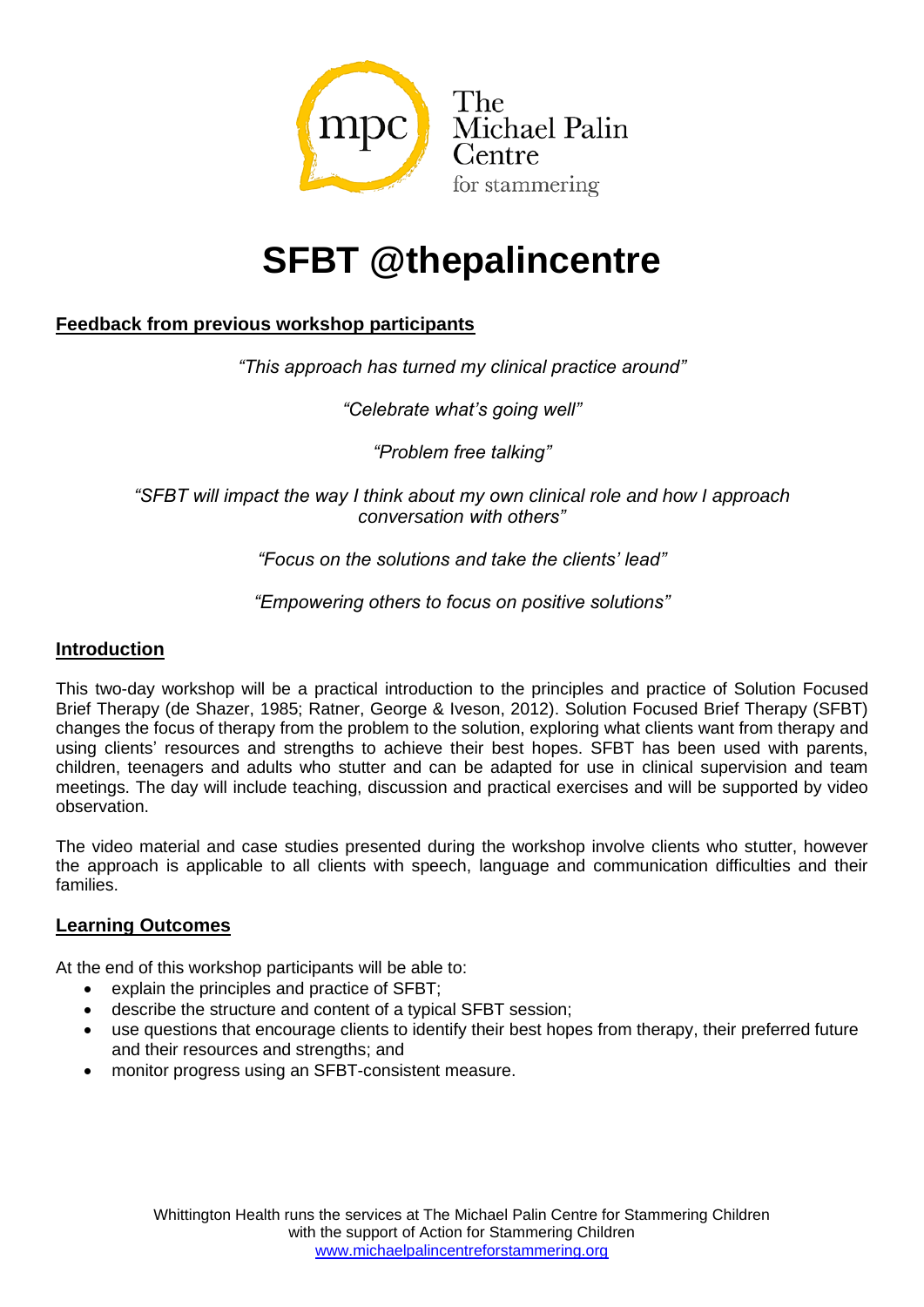The Michael Palin Centre for stammering

# SFBT @thepalincentre

## Feedback from previous workshop participants

*"This approach has turned my clinical practice around"*

*"Celebrate what's going well"*

*"Problem free talking"*

*"SFBT will impact the way I think about my own clinical role and how I approach conversation with others"*

*"Focus on the solutions and take the clients' lead"*

*"Empowering others to focus on positive solutions"*

## Introduction

This two-day workshop will be a practical introduction to the principles and practice of Solution Focused Brief Therapy (de Shazer, 1985; Ratner, George & Iveson, 2012). Solution Focused Brief Therapy (SFBT) changes the focus of therapy from the problem to the solution, exploring what clients want from therapy and using clients' resources and strengths to achieve their best hopes. SFBT has been used with parents, children, teenagers and adults who stutter and can be adapted for use in clinical supervision and team meetings. The day will include teaching, discussion and practical exercises and will be supported by video observation.

The video material and case studies presented during the workshop involve clients who stutter, however the approach is applicable to all clients with speech, language and communication difficulties and their families.

## Learning Outcomes

At the end of this workshop participants will be able to:

- explain the principles and practice of SFBT;
- describe the structure and content of a typical SFBT session;
- use questions that encourage clients to identify their best hopes from therapy, their preferred future and their resources and strengths; and
- monitor progress using an SFBT-consistent measure.

Whittington Health runs the services at The Michael Palin Centre for Stammering Children with the support of Action for Stammering Children
www.michaelpalincentreforstammering.org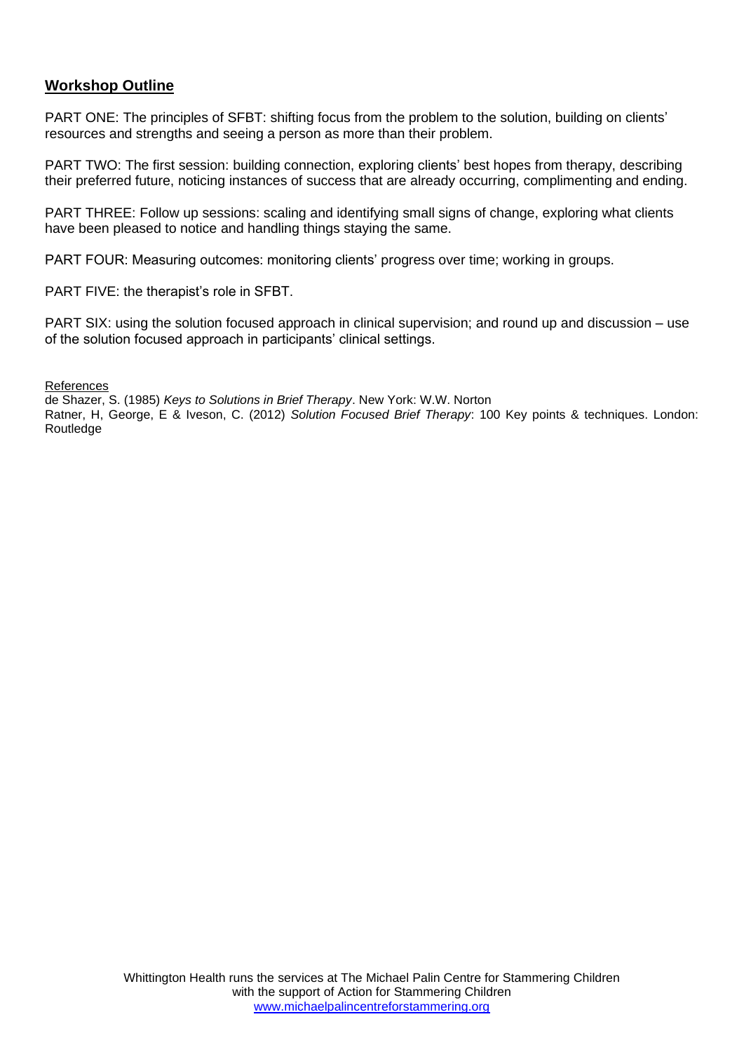## **Workshop Outline**

PART ONE: The principles of SFBT: shifting focus from the problem to the solution, building on clients' resources and strengths and seeing a person as more than their problem.

PART TWO: The first session: building connection, exploring clients' best hopes from therapy, describing their preferred future, noticing instances of success that are already occurring, complimenting and ending.

PART THREE: Follow up sessions: scaling and identifying small signs of change, exploring what clients have been pleased to notice and handling things staying the same.

PART FOUR: Measuring outcomes: monitoring clients' progress over time; working in groups.

PART FIVE: the therapist's role in SFBT.

PART SIX: using the solution focused approach in clinical supervision; and round up and discussion – use of the solution focused approach in participants' clinical settings.

References

de Shazer, S. (1985) *Keys to Solutions in Brief Therapy*. New York: W.W. Norton

Ratner, H, George, E & Iveson, C. (2012) *Solution Focused Brief Therapy*: 100 Key points & techniques. London: Routledge

Whittington Health runs the services at The Michael Palin Centre for Stammering Children with the support of Action for Stammering Children
www.michaelpalincentreforstammering.org